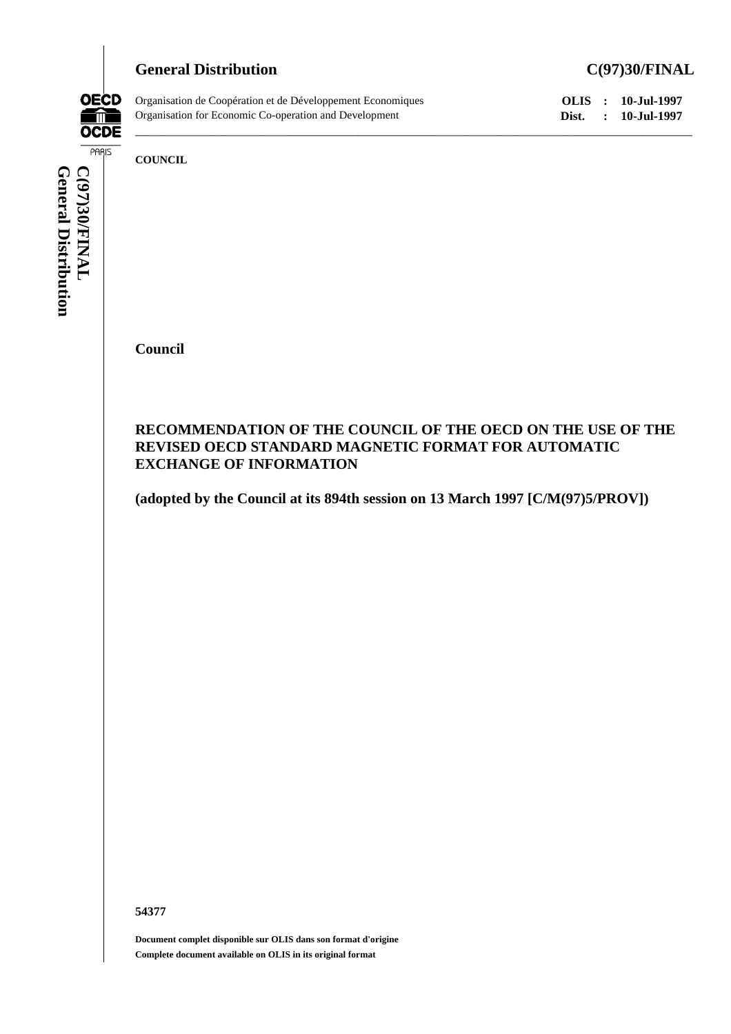**General Distribution** **C(97)30/FINAL**

Organisation de Coopération et de Développement Economiques
Organisation for Economic Co-operation and Development

**OLIS : 10-Jul-1997**
**Dist. : 10-Jul-1997**

**COUNCIL**

**Council**

## RECOMMENDATION OF THE COUNCIL OF THE OECD ON THE USE OF THE REVISED OECD STANDARD MAGNETIC FORMAT FOR AUTOMATIC EXCHANGE OF INFORMATION

**(adopted by the Council at its 894th session on 13 March 1997 [C/M(97)5/PROV])**

**54377**

**Document complet disponible sur OLIS dans son format d'origine**
**Complete document available on OLIS in its original format**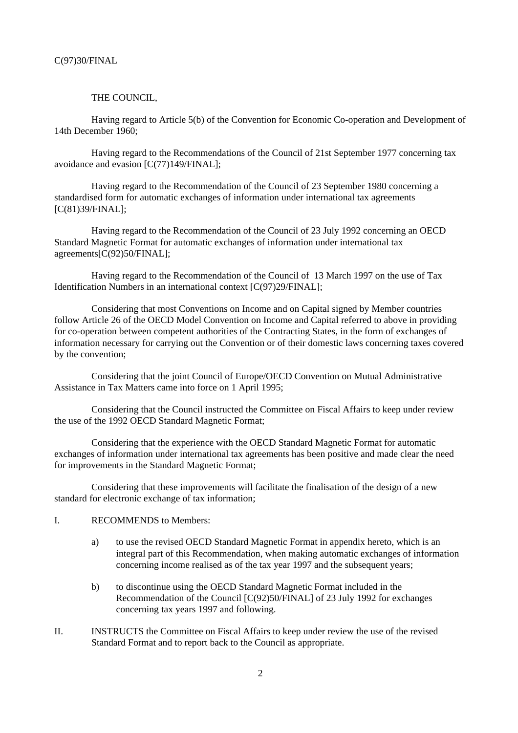C(97)30/FINAL

THE COUNCIL,

Having regard to Article 5(b) of the Convention for Economic Co-operation and Development of 14th December 1960;

Having regard to the Recommendations of the Council of 21st September 1977 concerning tax avoidance and evasion [C(77)149/FINAL];

Having regard to the Recommendation of the Council of 23 September 1980 concerning a standardised form for automatic exchanges of information under international tax agreements [C(81)39/FINAL];

Having regard to the Recommendation of the Council of 23 July 1992 concerning an OECD Standard Magnetic Format for automatic exchanges of information under international tax agreements[C(92)50/FINAL];

Having regard to the Recommendation of the Council of 13 March 1997 on the use of Tax Identification Numbers in an international context [C(97)29/FINAL];

Considering that most Conventions on Income and on Capital signed by Member countries follow Article 26 of the OECD Model Convention on Income and Capital referred to above in providing for co-operation between competent authorities of the Contracting States, in the form of exchanges of information necessary for carrying out the Convention or of their domestic laws concerning taxes covered by the convention;

Considering that the joint Council of Europe/OECD Convention on Mutual Administrative Assistance in Tax Matters came into force on 1 April 1995;

Considering that the Council instructed the Committee on Fiscal Affairs to keep under review the use of the 1992 OECD Standard Magnetic Format;

Considering that the experience with the OECD Standard Magnetic Format for automatic exchanges of information under international tax agreements has been positive and made clear the need for improvements in the Standard Magnetic Format;

Considering that these improvements will facilitate the finalisation of the design of a new standard for electronic exchange of tax information;

I. RECOMMENDS to Members:

a) to use the revised OECD Standard Magnetic Format in appendix hereto, which is an integral part of this Recommendation, when making automatic exchanges of information concerning income realised as of the tax year 1997 and the subsequent years;

b) to discontinue using the OECD Standard Magnetic Format included in the Recommendation of the Council [C(92)50/FINAL] of 23 July 1992 for exchanges concerning tax years 1997 and following.

II. INSTRUCTS the Committee on Fiscal Affairs to keep under review the use of the revised Standard Format and to report back to the Council as appropriate.